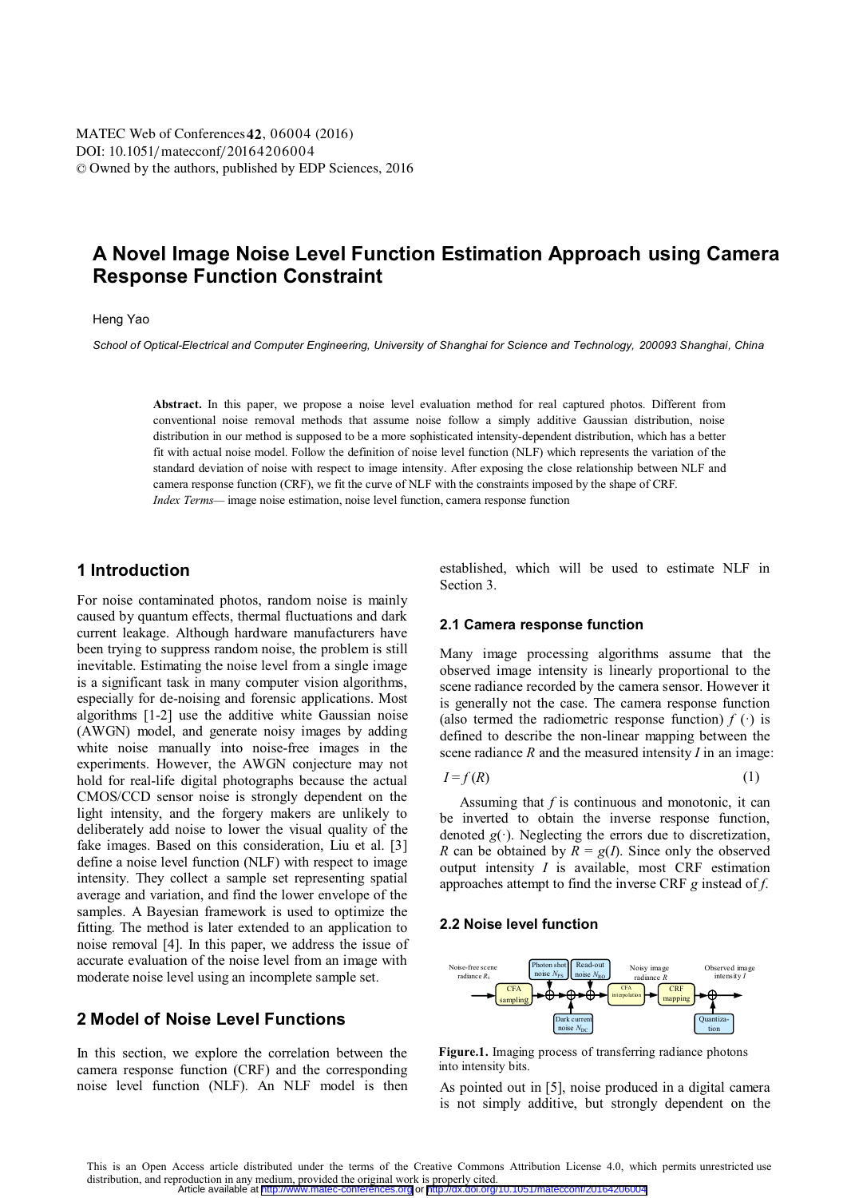# A Novel Image Noise Level Function Estimation Approach using Camera Response Function Constraint

Heng Yao

*School of Optical-Electrical and Computer Engineering, University of Shanghai for Science and Technology, 200093 Shanghai, China*

**Abstract.** In this paper, we propose a noise level evaluation method for real captured photos. Different from conventional noise removal methods that assume noise follow a simply additive Gaussian distribution, noise distribution in our method is supposed to be a more sophisticated intensity-dependent distribution, which has a better fit with actual noise model. Follow the definition of noise level function (NLF) which represents the variation of the standard deviation of noise with respect to image intensity. After exposing the close relationship between NLF and camera response function (CRF), we fit the curve of NLF with the constraints imposed by the shape of CRF.
*Index Terms*— image noise estimation, noise level function, camera response function

## 1 Introduction

For noise contaminated photos, random noise is mainly caused by quantum effects, thermal fluctuations and dark current leakage. Although hardware manufacturers have been trying to suppress random noise, the problem is still inevitable. Estimating the noise level from a single image is a significant task in many computer vision algorithms, especially for de-noising and forensic applications. Most algorithms [1-2] use the additive white Gaussian noise (AWGN) model, and generate noisy images by adding white noise manually into noise-free images in the experiments. However, the AWGN conjecture may not hold for real-life digital photographs because the actual CMOS/CCD sensor noise is strongly dependent on the light intensity, and the forgery makers are unlikely to deliberately add noise to lower the visual quality of the fake images. Based on this consideration, Liu et al. [3] define a noise level function (NLF) with respect to image intensity. They collect a sample set representing spatial average and variation, and find the lower envelope of the samples. A Bayesian framework is used to optimize the fitting. The method is later extended to an application to noise removal [4]. In this paper, we address the issue of accurate evaluation of the noise level from an image with moderate noise level using an incomplete sample set.

## 2 Model of Noise Level Functions

In this section, we explore the correlation between the camera response function (CRF) and the corresponding noise level function (NLF). An NLF model is then established, which will be used to estimate NLF in Section 3.

### 2.1 Camera response function

Many image processing algorithms assume that the observed image intensity is linearly proportional to the scene radiance recorded by the camera sensor. However it is generally not the case. The camera response function (also termed the radiometric response function) $f(\cdot)$ is defined to describe the non-linear mapping between the scene radiance $R$ and the measured intensity $I$ in an image:

$$I = f(R) \tag{1}$$

Assuming that $f$ is continuous and monotonic, it can be inverted to obtain the inverse response function, denoted $g(\cdot)$. Neglecting the errors due to discretization, $R$ can be obtained by $R = g(I)$. Since only the observed output intensity $I$ is available, most CRF estimation approaches attempt to find the inverse CRF $g$ instead of $f$.

### 2.2 Noise level function

**Figure.1.** Imaging process of transferring radiance photons into intensity bits.

As pointed out in [5], noise produced in a digital camera is not simply additive, but strongly dependent on the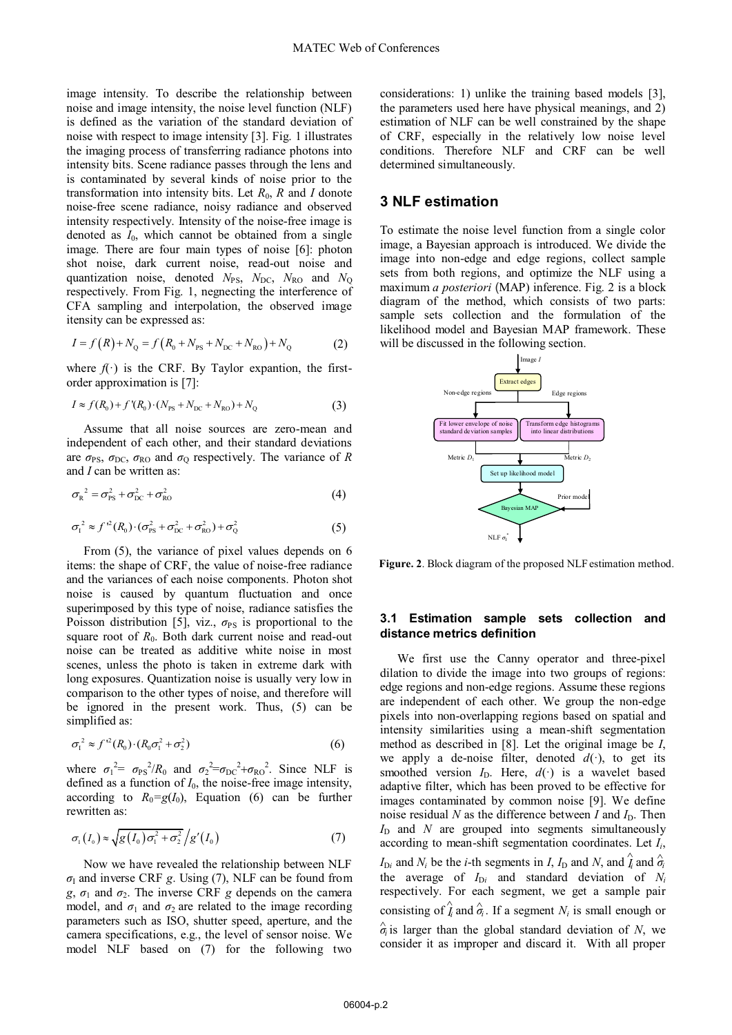image intensity. To describe the relationship between noise and image intensity, the noise level function (NLF) is defined as the variation of the standard deviation of noise with respect to image intensity [3]. Fig. 1 illustrates the imaging process of transferring radiance photons into intensity bits. Scene radiance passes through the lens and is contaminated by several kinds of noise prior to the transformation into intensity bits. Let $R_0$, $R$ and $I$ donote noise-free scene radiance, noisy radiance and observed intensity respectively. Intensity of the noise-free image is denoted as $I_0$, which cannot be obtained from a single image. There are four main types of noise [6]: photon shot noise, dark current noise, read-out noise and quantization noise, denoted $N_{PS}$, $N_{DC}$, $N_{RO}$ and $N_Q$ respectively. From Fig. 1, negnecting the interference of CFA sampling and interpolation, the observed image itensity can be expressed as:

$$I = f(R) + N_Q = f(R_0 + N_{PS} + N_{DC} + N_{RO}) + N_Q \tag{2}$$

where $f(\cdot)$ is the CRF. By Taylor expantion, the first-order approximation is [7]:

$$I \approx f(R_0) + f'(R_0) \cdot (N_{PS} + N_{DC} + N_{RO}) + N_Q \tag{3}$$

Assume that all noise sources are zero-mean and independent of each other, and their standard deviations are $\sigma_{PS}$, $\sigma_{DC}$, $\sigma_{RO}$ and $\sigma_Q$ respectively. The variance of $R$ and $I$ can be written as:

$$\sigma_R^2 = \sigma_{PS}^2 + \sigma_{DC}^2 + \sigma_{RO}^2 \tag{4}$$

$$\sigma_I^2 \approx f'^2(R_0) \cdot (\sigma_{PS}^2 + \sigma_{DC}^2 + \sigma_{RO}^2) + \sigma_Q^2 \tag{5}$$

From (5), the variance of pixel values depends on 6 items: the shape of CRF, the value of noise-free radiance and the variances of each noise components. Photon shot noise is caused by quantum fluctuation and once superimposed by this type of noise, radiance satisfies the Poisson distribution [5], viz., $\sigma_{PS}$ is proportional to the square root of $R_0$. Both dark current noise and read-out noise can be treated as additive white noise in most scenes, unless the photo is taken in extreme dark with long exposures. Quantization noise is usually very low in comparison to the other types of noise, and therefore will be ignored in the present work. Thus, (5) can be simplified as:

$$\sigma_I^2 \approx f'^2(R_0) \cdot (R_0\sigma_1^2 + \sigma_2^2) \tag{6}$$

where $\sigma_1^2 = \sigma_{PS}^2/R_0$ and $\sigma_2^2 = \sigma_{DC}^2 + \sigma_{RO}^2$. Since NLF is defined as a function of $I_0$, the noise-free image intensity, according to $R_0 = g(I_0)$, Equation (6) can be further rewritten as:

$$\sigma_I(I_0) \approx \sqrt{g(I_0)\sigma_1^2 + \sigma_2^2} \Big/ g'(I_0) \tag{7}$$

Now we have revealed the relationship between NLF $\sigma_I$ and inverse CRF $g$. Using (7), NLF can be found from $g$, $\sigma_1$ and $\sigma_2$. The inverse CRF $g$ depends on the camera model, and $\sigma_1$ and $\sigma_2$ are related to the image recording parameters such as ISO, shutter speed, aperture, and the camera specifications, e.g., the level of sensor noise. We model NLF based on (7) for the following two considerations: 1) unlike the training based models [3], the parameters used here have physical meanings, and 2) estimation of NLF can be well constrained by the shape of CRF, especially in the relatively low noise level conditions. Therefore NLF and CRF can be well determined simultaneously.

## 3 NLF estimation

To estimate the noise level function from a single color image, a Bayesian approach is introduced. We divide the image into non-edge and edge regions, collect sample sets from both regions, and optimize the NLF using a maximum *a posteriori* (MAP) inference. Fig. 2 is a block diagram of the method, which consists of two parts: sample sets collection and the formulation of the likelihood model and Bayesian MAP framework. These will be discussed in the following section.

**Figure. 2**. Block diagram of the proposed NLF estimation method.

### 3.1 Estimation sample sets collection and distance metrics definition

We first use the Canny operator and three-pixel dilation to divide the image into two groups of regions: edge regions and non-edge regions. Assume these regions are independent of each other. We group the non-edge pixels into non-overlapping regions based on spatial and intensity similarities using a mean-shift segmentation method as described in [8]. Let the original image be $I$, we apply a de-noise filter, denoted $d(\cdot)$, to get its smoothed version $I_D$. Here, $d(\cdot)$ is a wavelet based adaptive filter, which has been proved to be effective for images contaminated by common noise [9]. We define noise residual $N$ as the difference between $I$ and $I_D$. Then $I_D$ and $N$ are grouped into segments simultaneously according to mean-shift segmentation coordinates. Let $I_i$, $I_{Di}$ and $N_i$ be the $i$-th segments in $I$, $I_D$ and $N$, and $\hat{I}_i$ and $\hat{\sigma}_i$ the average of $I_{Di}$ and standard deviation of $N_i$ respectively. For each segment, we get a sample pair consisting of $\hat{I}_i$ and $\hat{\sigma}_i$. If a segment $N_i$ is small enough or $\hat{\sigma}_i$ is larger than the global standard deviation of $N$, we consider it as improper and discard it. With all proper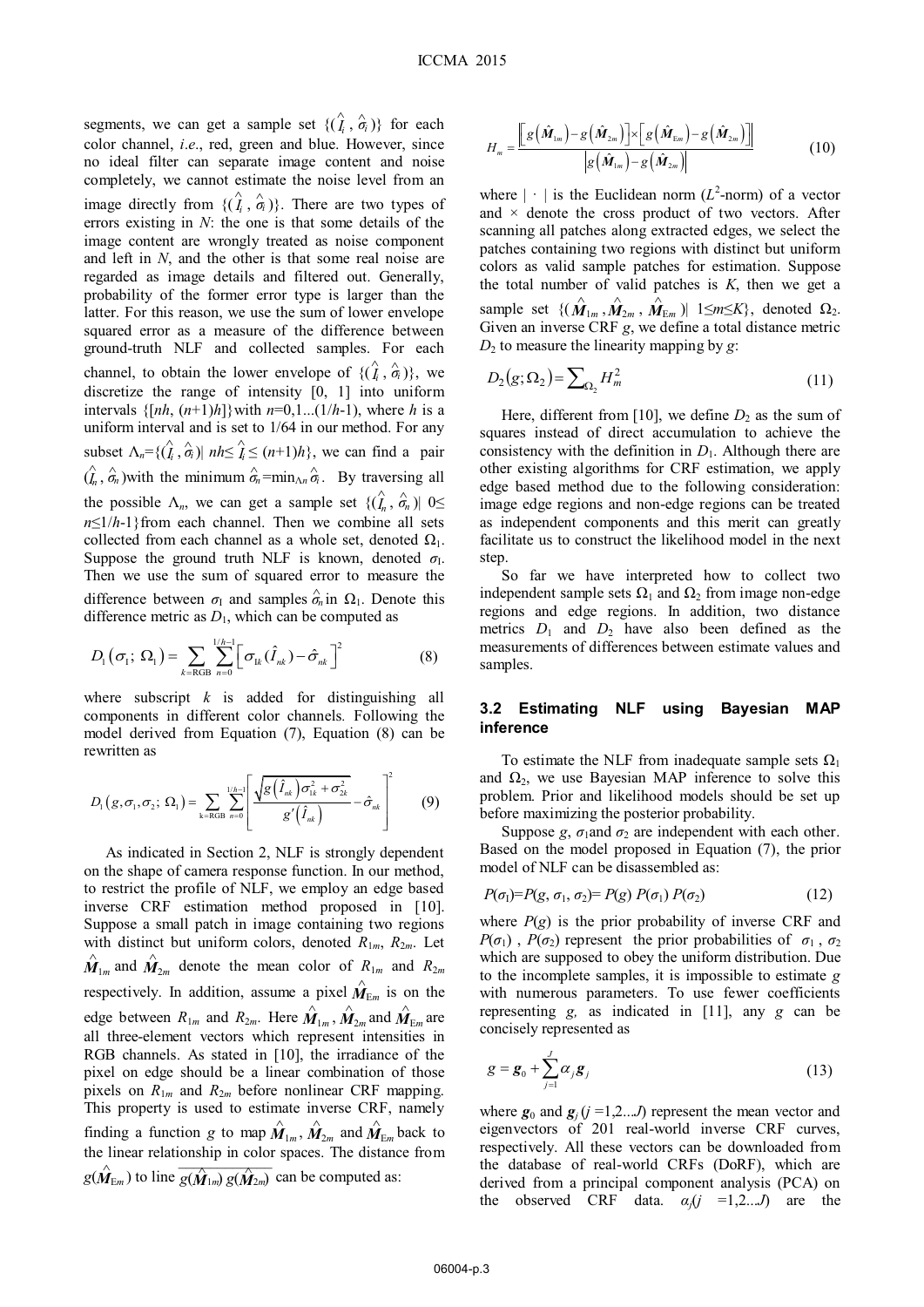segments, we can get a sample set $\{(\hat{I}_i, \hat{\sigma}_i)\}$ for each color channel, *i.e*., red, green and blue. However, since no ideal filter can separate image content and noise completely, we cannot estimate the noise level from an image directly from $\{(\hat{I}_i, \hat{\sigma}_i)\}$. There are two types of errors existing in $N$: the one is that some details of the image content are wrongly treated as noise component and left in $N$, and the other is that some real noise are regarded as image details and filtered out. Generally, probability of the former error type is larger than the latter. For this reason, we use the sum of lower envelope squared error as a measure of the difference between ground-truth NLF and collected samples. For each channel, to obtain the lower envelope of $\{(\hat{I}_i, \hat{\sigma}_i)\}$, we discretize the range of intensity [0, 1] into uniform intervals $\{[nh, (n+1)h]\}$ with $n$=0,1...(1/$h$-1), where $h$ is a uniform interval and is set to 1/64 in our method. For any subset $\Lambda_n=\{(\hat{I}_i, \hat{\sigma}_i)|\ nh\leq \hat{I}_i \leq (n+1)h\}$, we can find a pair $(\hat{I}_n, \hat{\sigma}_n)$ with the minimum $\hat{\sigma}_n=\min_{\Lambda n}\hat{\sigma}_i$. By traversing all the possible $\Lambda_n$, we can get a sample set $\{(\hat{I}_n, \hat{\sigma}_n)|\ 0\leq n\leq 1/h\text{-}1\}$ from each channel. Then we combine all sets collected from each channel as a whole set, denoted $\Omega_1$. Suppose the ground truth NLF is known, denoted $\sigma_1$. Then we use the sum of squared error to measure the difference between $\sigma_1$ and samples $\hat{\sigma}_n$ in $\Omega_1$. Denote this difference metric as $D_1$, which can be computed as

$$D_1(\sigma_1;\ \Omega_1)=\sum_{k=\text{RGB}}\sum_{n=0}^{1/h-1}\left[\sigma_{1k}(\hat{I}_{nk})-\hat{\sigma}_{nk}\right]^2 \tag{8}$$

where subscript $k$ is added for distinguishing all components in different color channels. Following the model derived from Equation (7), Equation (8) can be rewritten as

$$D_1(g,\sigma_1,\sigma_2;\ \Omega_1)=\sum_{\text{k=RGB}}\sum_{n=0}^{1/h-1}\left[\frac{\sqrt{g(\hat{I}_{nk})\sigma_{1k}^2+\sigma_{2k}^2}}{g'(\hat{I}_{nk})}-\hat{\sigma}_{nk}\right]^2 \tag{9}$$

As indicated in Section 2, NLF is strongly dependent on the shape of camera response function. In our method, to restrict the profile of NLF, we employ an edge based inverse CRF estimation method proposed in [10]. Suppose a small patch in image containing two regions with distinct but uniform colors, denoted $R_{1m}$, $R_{2m}$. Let $\hat{\boldsymbol{M}}_{1m}$ and $\hat{\boldsymbol{M}}_{2m}$ denote the mean color of $R_{1m}$ and $R_{2m}$ respectively. In addition, assume a pixel $\hat{\boldsymbol{M}}_{\text{E}m}$ is on the edge between $R_{1m}$ and $R_{2m}$. Here $\hat{\boldsymbol{M}}_{1m}$, $\hat{\boldsymbol{M}}_{2m}$ and $\hat{\boldsymbol{M}}_{\text{E}m}$ are all three-element vectors which represent intensities in RGB channels. As stated in [10], the irradiance of the pixel on edge should be a linear combination of those pixels on $R_{1m}$ and $R_{2m}$ before nonlinear CRF mapping. This property is used to estimate inverse CRF, namely finding a function $g$ to map $\hat{\boldsymbol{M}}_{1m}$, $\hat{\boldsymbol{M}}_{2m}$ and $\hat{\boldsymbol{M}}_{\text{E}m}$ back to the linear relationship in color spaces. The distance from $g(\hat{\boldsymbol{M}}_{\text{E}m})$ to line $\overline{g(\hat{\boldsymbol{M}}_{1m})\, g(\hat{\boldsymbol{M}}_{2m})}$ can be computed as:

$$H_m=\frac{\left|\left[g(\hat{\boldsymbol{M}}_{1m})-g(\hat{\boldsymbol{M}}_{2m})\right]\times\left[g(\hat{\boldsymbol{M}}_{\text{E}m})-g(\hat{\boldsymbol{M}}_{2m})\right]\right|}{\left|g(\hat{\boldsymbol{M}}_{1m})-g(\hat{\boldsymbol{M}}_{2m})\right|} \tag{10}$$

where $|\cdot|$ is the Euclidean norm ($L^2$-norm) of a vector and × denote the cross product of two vectors. After scanning all patches along extracted edges, we select the patches containing two regions with distinct but uniform colors as valid sample patches for estimation. Suppose the total number of valid patches is $K$, then we get a sample set $\{(\hat{\boldsymbol{M}}_{1m}, \hat{\boldsymbol{M}}_{2m}, \hat{\boldsymbol{M}}_{\text{E}m})|\ 1\leq m\leq K\}$, denoted $\Omega_2$. Given an inverse CRF $g$, we define a total distance metric $D_2$ to measure the linearity mapping by $g$:

$$D_2(g;\Omega_2)=\sum\nolimits_{\Omega_2}H_m^2 \tag{11}$$

Here, different from [10], we define $D_2$ as the sum of squares instead of direct accumulation to achieve the consistency with the definition in $D_1$. Although there are other existing algorithms for CRF estimation, we apply edge based method due to the following consideration: image edge regions and non-edge regions can be treated as independent components and this merit can greatly facilitate us to construct the likelihood model in the next step.

So far we have interpreted how to collect two independent sample sets $\Omega_1$ and $\Omega_2$ from image non-edge regions and edge regions. In addition, two distance metrics $D_1$ and $D_2$ have also been defined as the measurements of differences between estimate values and samples.

### 3.2 Estimating NLF using Bayesian MAP inference

To estimate the NLF from inadequate sample sets $\Omega_1$ and $\Omega_2$, we use Bayesian MAP inference to solve this problem. Prior and likelihood models should be set up before maximizing the posterior probability.

Suppose $g$, $\sigma_1$and $\sigma_2$ are independent with each other. Based on the model proposed in Equation (7), the prior model of NLF can be disassembled as:

$$P(\sigma_1)=P(g, \sigma_1, \sigma_2)= P(g)\ P(\sigma_1)\ P(\sigma_2) \tag{12}$$

where $P(g)$ is the prior probability of inverse CRF and $P(\sigma_1)$ , $P(\sigma_2)$ represent the prior probabilities of $\sigma_1$ , $\sigma_2$ which are supposed to obey the uniform distribution. Due to the incomplete samples, it is impossible to estimate $g$ with numerous parameters. To use fewer coefficients representing $g$, as indicated in [11], any $g$ can be concisely represented as

$$g=\boldsymbol{g}_0+\sum_{j=1}^{J}\alpha_j\boldsymbol{g}_j \tag{13}$$

where $\boldsymbol{g}_0$ and $\boldsymbol{g}_j$ ($j$ =1,2...$J$) represent the mean vector and eigenvectors of 201 real-world inverse CRF curves, respectively. All these vectors can be downloaded from the database of real-world CRFs (DoRF), which are derived from a principal component analysis (PCA) on the observed CRF data. $\alpha_j$($j$ =1,2...$J$) are the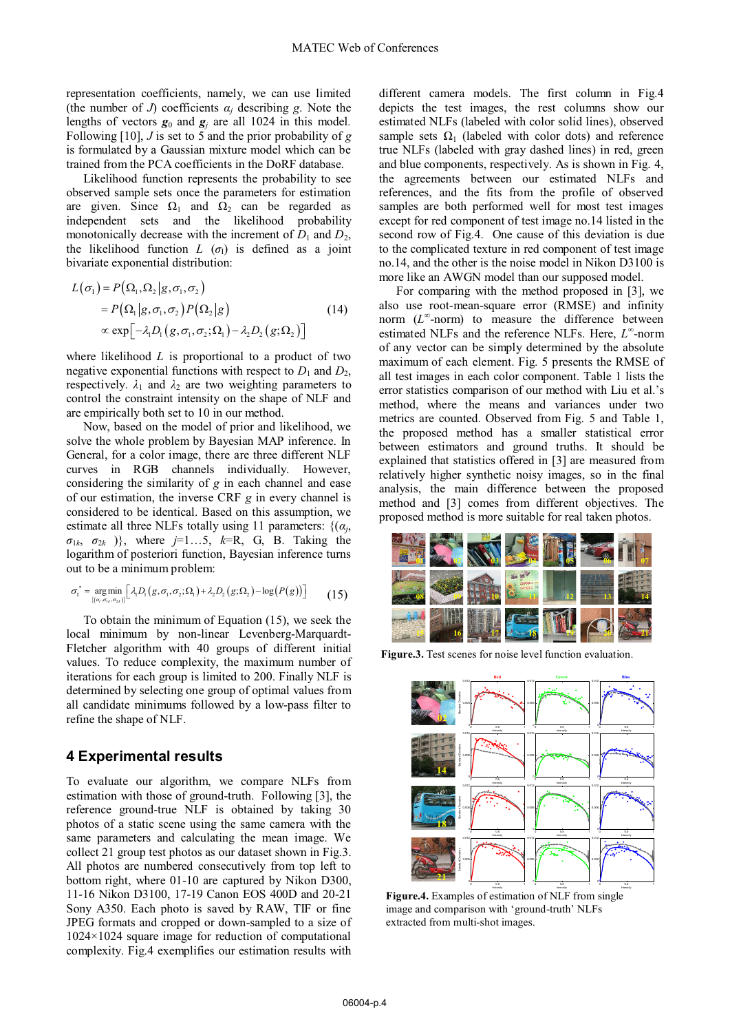representation coefficients, namely, we can use limited (the number of $J$) coefficients $\alpha_j$ describing $g$. Note the lengths of vectors $\mathbf{g}_0$ and $\mathbf{g}_j$ are all 1024 in this model. Following [10], $J$ is set to 5 and the prior probability of $g$ is formulated by a Gaussian mixture model which can be trained from the PCA coefficients in the DoRF database.

Likelihood function represents the probability to see observed sample sets once the parameters for estimation are given. Since $\Omega_1$ and $\Omega_2$ can be regarded as independent sets and the likelihood probability monotonically decrease with the increment of $D_1$ and $D_2$, the likelihood function $L$ ($\sigma_1$) is defined as a joint bivariate exponential distribution:

$$
\begin{aligned}
L(\sigma_1) &= P(\Omega_1, \Omega_2 | g, \sigma_1, \sigma_2) \\
&= P(\Omega_1 | g, \sigma_1, \sigma_2) P(\Omega_2 | g) \\
&\propto \exp\left[-\lambda_1 D_1(g, \sigma_1, \sigma_2; \Omega_1) - \lambda_2 D_2(g; \Omega_2)\right]
\end{aligned} \tag{14}
$$

where likelihood $L$ is proportional to a product of two negative exponential functions with respect to $D_1$ and $D_2$, respectively. $\lambda_1$ and $\lambda_2$ are two weighting parameters to control the constraint intensity on the shape of NLF and are empirically both set to 10 in our method.

Now, based on the model of prior and likelihood, we solve the whole problem by Bayesian MAP inference. In General, for a color image, there are three different NLF curves in RGB channels individually. However, considering the similarity of $g$ in each channel and ease of our estimation, the inverse CRF $g$ in every channel is considered to be identical. Based on this assumption, we estimate all three NLFs totally using 11 parameters: $\{(\alpha_j, \sigma_{1k}, \sigma_{2k})\}$, where $j$=1…5, $k$=R, G, B. Taking the logarithm of posteriori function, Bayesian inference turns out to be a minimum problem:

$$
\sigma_1^* = \underset{\{(\alpha_j, \sigma_{1k}, \sigma_{2k})\}}{\arg\min} \left[\lambda_1 D_1(g, \sigma_1, \sigma_2; \Omega_1) + \lambda_2 D_2(g; \Omega_2) - \log(P(g))\right] \tag{15}
$$

To obtain the minimum of Equation (15), we seek the local minimum by non-linear Levenberg-Marquardt-Fletcher algorithm with 40 groups of different initial values. To reduce complexity, the maximum number of iterations for each group is limited to 200. Finally NLF is determined by selecting one group of optimal values from all candidate minimums followed by a low-pass filter to refine the shape of NLF.

## 4 Experimental results

To evaluate our algorithm, we compare NLFs from estimation with those of ground-truth. Following [3], the reference ground-true NLF is obtained by taking 30 photos of a static scene using the same camera with the same parameters and calculating the mean image. We collect 21 group test photos as our dataset shown in Fig.3. All photos are numbered consecutively from top left to bottom right, where 01-10 are captured by Nikon D300, 11-16 Nikon D3100, 17-19 Canon EOS 400D and 20-21 Sony A350. Each photo is saved by RAW, TIF or fine JPEG formats and cropped or down-sampled to a size of 1024×1024 square image for reduction of computational complexity. Fig.4 exemplifies our estimation results with different camera models. The first column in Fig.4 depicts the test images, the rest columns show our estimated NLFs (labeled with color solid lines), observed sample sets $\Omega_1$ (labeled with color dots) and reference true NLFs (labeled with gray dashed lines) in red, green and blue components, respectively. As is shown in Fig. 4, the agreements between our estimated NLFs and references, and the fits from the profile of observed samples are both performed well for most test images except for red component of test image no.14 listed in the second row of Fig.4. One cause of this deviation is due to the complicated texture in red component of test image no.14, and the other is the noise model in Nikon D3100 is more like an AWGN model than our supposed model.

For comparing with the method proposed in [3], we also use root-mean-square error (RMSE) and infinity norm ($L^{\infty}$-norm) to measure the difference between estimated NLFs and the reference NLFs. Here, $L^{\infty}$-norm of any vector can be simply determined by the absolute maximum of each element. Fig. 5 presents the RMSE of all test images in each color component. Table 1 lists the error statistics comparison of our method with Liu et al.'s method, where the means and variances under two metrics are counted. Observed from Fig. 5 and Table 1, the proposed method has a smaller statistical error between estimators and ground truths. It should be explained that statistics offered in [3] are measured from relatively higher synthetic noisy images, so in the final analysis, the main difference between the proposed method and [3] comes from different objectives. The proposed method is more suitable for real taken photos.

**Figure.3.** Test scenes for noise level function evaluation.

**Figure.4.** Examples of estimation of NLF from single image and comparison with 'ground-truth' NLFs extracted from multi-shot images.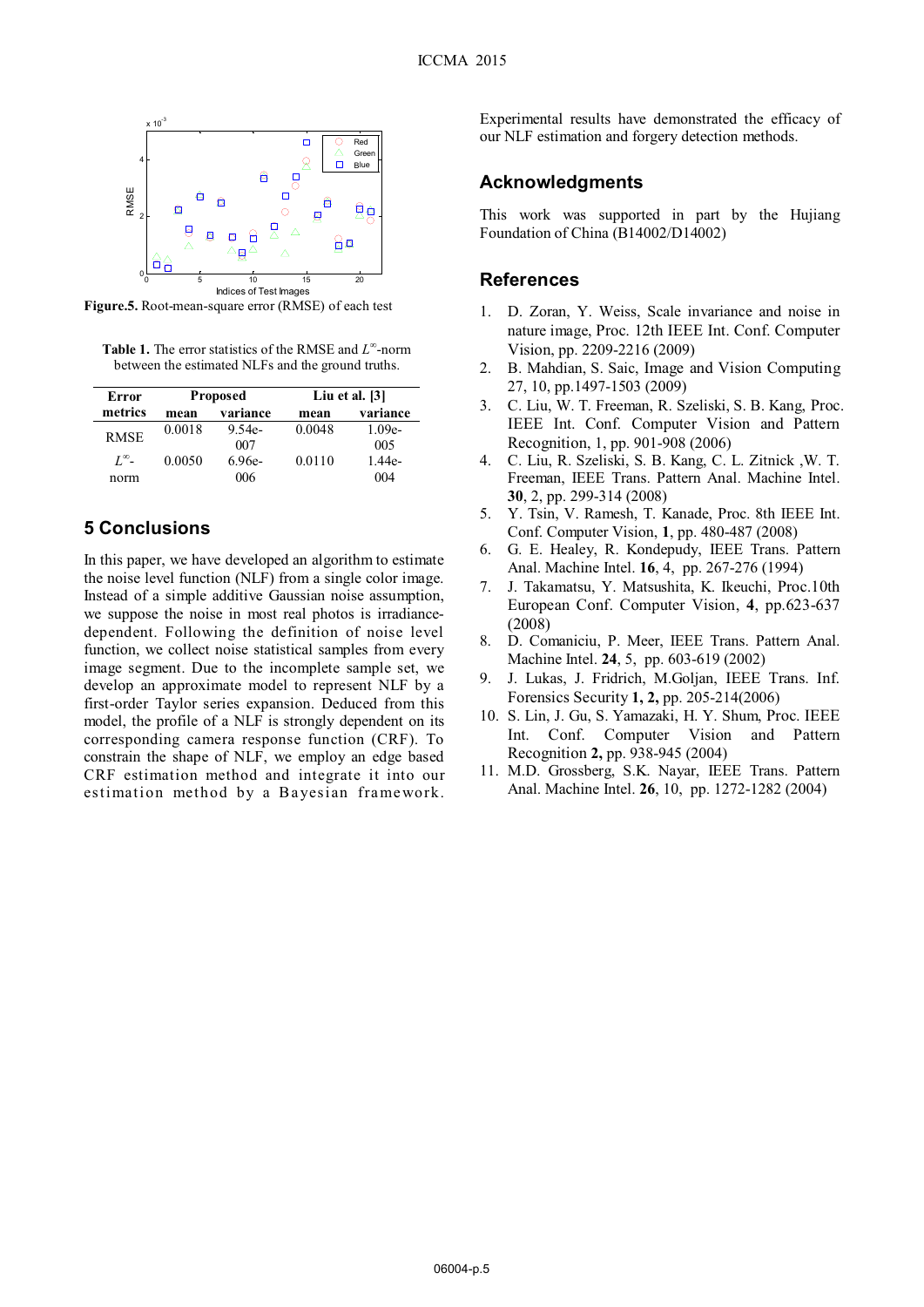x 10^-3

4

2

0

RMSE

0 5 10 15 20

Indices of Test Images

Red
Green
Blue

**Figure.5.** Root-mean-square error (RMSE) of each test

**Table 1.** The error statistics of the RMSE and $L^{\infty}$-norm between the estimated NLFs and the ground truths.

| Error metrics | Proposed | | Liu et al. [3] | |
|---|---|---|---|---|
| | mean | variance | mean | variance |
| RMSE | 0.0018 | 9.54e-007 | 0.0048 | 1.09e-005 |
| $L^{\infty}$-norm | 0.0050 | 6.96e-006 | 0.0110 | 1.44e-004 |

## 5 Conclusions

In this paper, we have developed an algorithm to estimate the noise level function (NLF) from a single color image. Instead of a simple additive Gaussian noise assumption, we suppose the noise in most real photos is irradiance-dependent. Following the definition of noise level function, we collect noise statistical samples from every image segment. Due to the incomplete sample set, we develop an approximate model to represent NLF by a first-order Taylor series expansion. Deduced from this model, the profile of a NLF is strongly dependent on its corresponding camera response function (CRF). To constrain the shape of NLF, we employ an edge based CRF estimation method and integrate it into our estimation method by a Bayesian framework. Experimental results have demonstrated the efficacy of our NLF estimation and forgery detection methods.

## Acknowledgments

This work was supported in part by the Hujiang Foundation of China (B14002/D14002)

## References

1. D. Zoran, Y. Weiss, Scale invariance and noise in nature image, Proc. 12th IEEE Int. Conf. Computer Vision, pp. 2209-2216 (2009)
2. B. Mahdian, S. Saic, Image and Vision Computing 27, 10, pp.1497-1503 (2009)
3. C. Liu, W. T. Freeman, R. Szeliski, S. B. Kang, Proc. IEEE Int. Conf. Computer Vision and Pattern Recognition, 1, pp. 901-908 (2006)
4. C. Liu, R. Szeliski, S. B. Kang, C. L. Zitnick ,W. T. Freeman, IEEE Trans. Pattern Anal. Machine Intel. **30**, 2, pp. 299-314 (2008)
5. Y. Tsin, V. Ramesh, T. Kanade, Proc. 8th IEEE Int. Conf. Computer Vision, **1**, pp. 480-487 (2008)
6. G. E. Healey, R. Kondepudy, IEEE Trans. Pattern Anal. Machine Intel. **16**, 4, pp. 267-276 (1994)
7. J. Takamatsu, Y. Matsushita, K. Ikeuchi, Proc.10th European Conf. Computer Vision, **4**, pp.623-637 (2008)
8. D. Comaniciu, P. Meer, IEEE Trans. Pattern Anal. Machine Intel. **24**, 5, pp. 603-619 (2002)
9. J. Lukas, J. Fridrich, M.Goljan, IEEE Trans. Inf. Forensics Security **1, 2,** pp. 205-214(2006)
10. S. Lin, J. Gu, S. Yamazaki, H. Y. Shum, Proc. IEEE Int. Conf. Computer Vision and Pattern Recognition **2,** pp. 938-945 (2004)
11. M.D. Grossberg, S.K. Nayar, IEEE Trans. Pattern Anal. Machine Intel. **26**, 10, pp. 1272-1282 (2004)